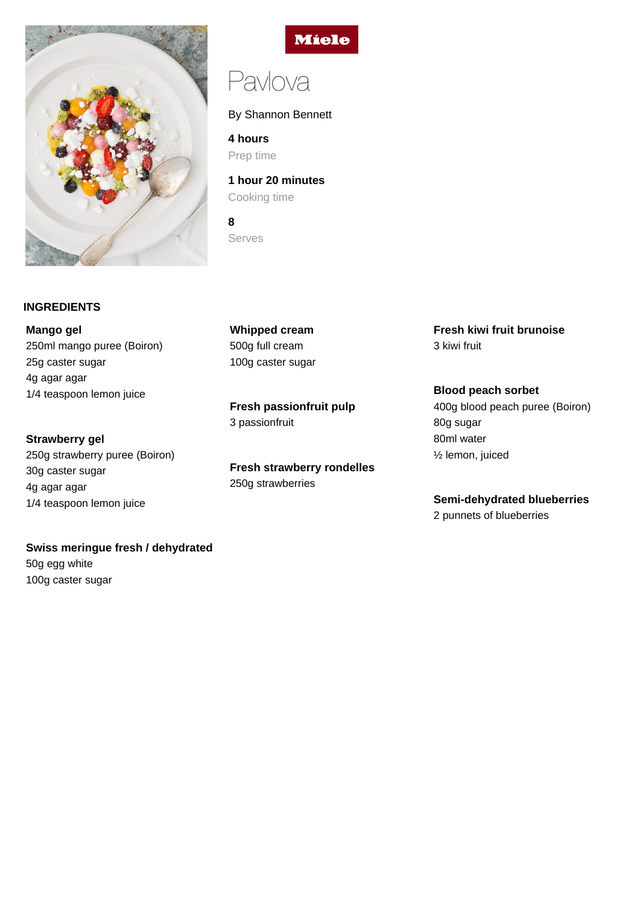Miele

# Pavlova

By Shannon Bennett

**4 hours**
Prep time

**1 hour 20 minutes**
Cooking time

**8**
Serves

## INGREDIENTS

**Mango gel**
250ml mango puree (Boiron)
25g caster sugar
4g agar agar
1/4 teaspoon lemon juice

**Strawberry gel**
250g strawberry puree (Boiron)
30g caster sugar
4g agar agar
1/4 teaspoon lemon juice

**Swiss meringue fresh / dehydrated**
50g egg white
100g caster sugar

**Whipped cream**
500g full cream
100g caster sugar

**Fresh passionfruit pulp**
3 passionfruit

**Fresh strawberry rondelles**
250g strawberries

**Fresh kiwi fruit brunoise**
3 kiwi fruit

**Blood peach sorbet**
400g blood peach puree (Boiron)
80g sugar
80ml water
½ lemon, juiced

**Semi-dehydrated blueberries**
2 punnets of blueberries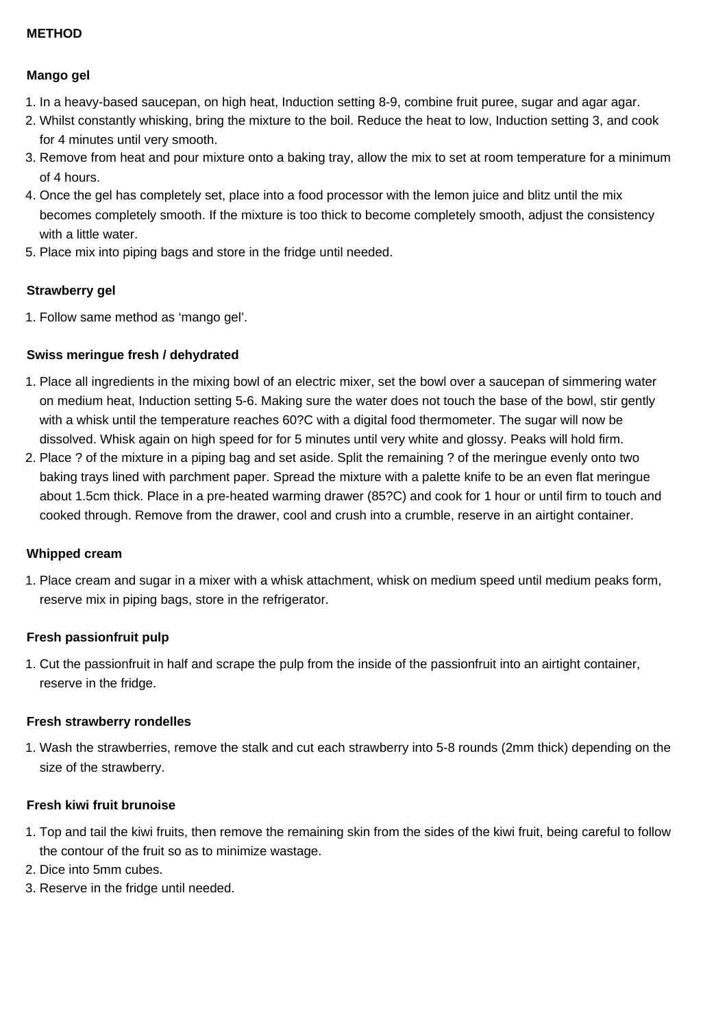**METHOD**

**Mango gel**

1. In a heavy-based saucepan, on high heat, Induction setting 8-9, combine fruit puree, sugar and agar agar.
2. Whilst constantly whisking, bring the mixture to the boil. Reduce the heat to low, Induction setting 3, and cook for 4 minutes until very smooth.
3. Remove from heat and pour mixture onto a baking tray, allow the mix to set at room temperature for a minimum of 4 hours.
4. Once the gel has completely set, place into a food processor with the lemon juice and blitz until the mix becomes completely smooth. If the mixture is too thick to become completely smooth, adjust the consistency with a little water.
5. Place mix into piping bags and store in the fridge until needed.

**Strawberry gel**

1. Follow same method as 'mango gel'.

**Swiss meringue fresh / dehydrated**

1. Place all ingredients in the mixing bowl of an electric mixer, set the bowl over a saucepan of simmering water on medium heat, Induction setting 5-6. Making sure the water does not touch the base of the bowl, stir gently with a whisk until the temperature reaches 60?C with a digital food thermometer. The sugar will now be dissolved. Whisk again on high speed for for 5 minutes until very white and glossy. Peaks will hold firm.
2. Place ? of the mixture in a piping bag and set aside. Split the remaining ? of the meringue evenly onto two baking trays lined with parchment paper. Spread the mixture with a palette knife to be an even flat meringue about 1.5cm thick. Place in a pre-heated warming drawer (85?C) and cook for 1 hour or until firm to touch and cooked through. Remove from the drawer, cool and crush into a crumble, reserve in an airtight container.

**Whipped cream**

1. Place cream and sugar in a mixer with a whisk attachment, whisk on medium speed until medium peaks form, reserve mix in piping bags, store in the refrigerator.

**Fresh passionfruit pulp**

1. Cut the passionfruit in half and scrape the pulp from the inside of the passionfruit into an airtight container, reserve in the fridge.

**Fresh strawberry rondelles**

1. Wash the strawberries, remove the stalk and cut each strawberry into 5-8 rounds (2mm thick) depending on the size of the strawberry.

**Fresh kiwi fruit brunoise**

1. Top and tail the kiwi fruits, then remove the remaining skin from the sides of the kiwi fruit, being careful to follow the contour of the fruit so as to minimize wastage.
2. Dice into 5mm cubes.
3. Reserve in the fridge until needed.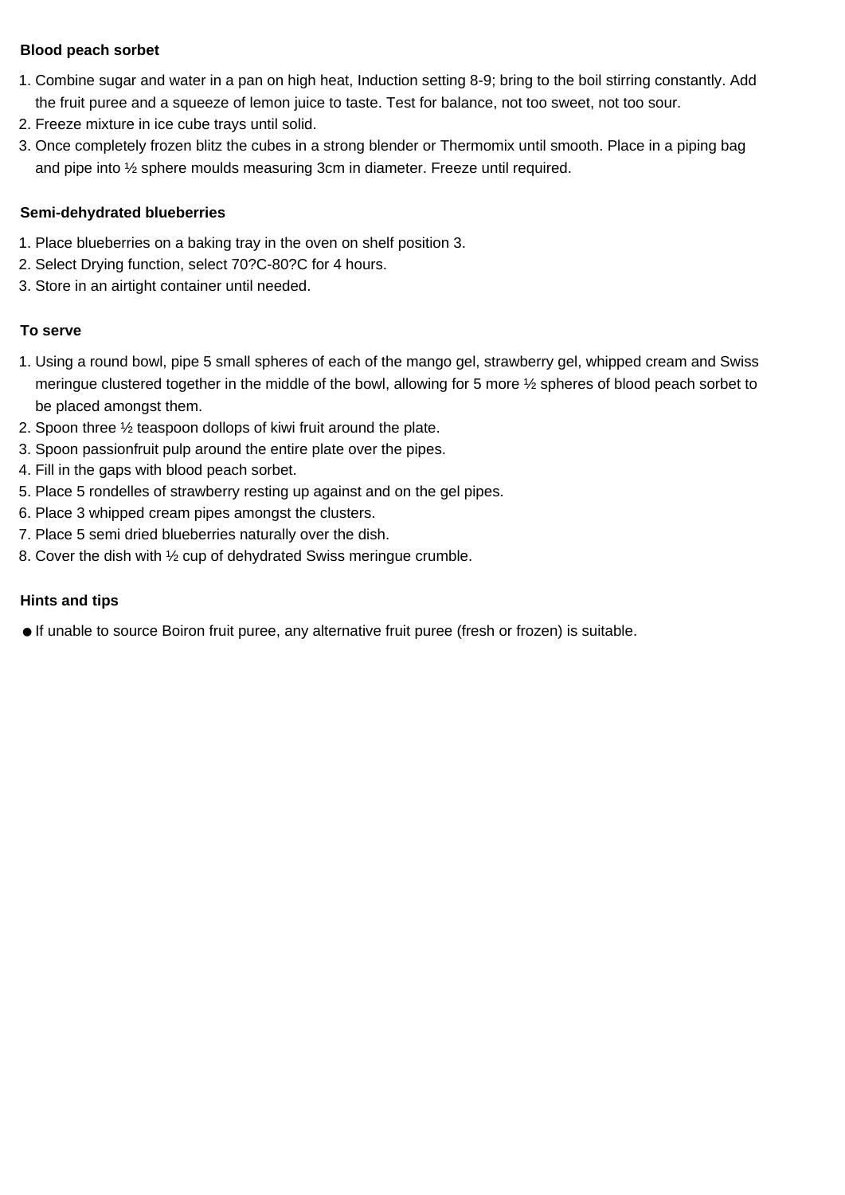**Blood peach sorbet**

1. Combine sugar and water in a pan on high heat, Induction setting 8-9; bring to the boil stirring constantly. Add the fruit puree and a squeeze of lemon juice to taste. Test for balance, not too sweet, not too sour.
2. Freeze mixture in ice cube trays until solid.
3. Once completely frozen blitz the cubes in a strong blender or Thermomix until smooth. Place in a piping bag and pipe into ½ sphere moulds measuring 3cm in diameter. Freeze until required.

**Semi-dehydrated blueberries**

1. Place blueberries on a baking tray in the oven on shelf position 3.
2. Select Drying function, select 70?C-80?C for 4 hours.
3. Store in an airtight container until needed.

**To serve**

1. Using a round bowl, pipe 5 small spheres of each of the mango gel, strawberry gel, whipped cream and Swiss meringue clustered together in the middle of the bowl, allowing for 5 more ½ spheres of blood peach sorbet to be placed amongst them.
2. Spoon three ½ teaspoon dollops of kiwi fruit around the plate.
3. Spoon passionfruit pulp around the entire plate over the pipes.
4. Fill in the gaps with blood peach sorbet.
5. Place 5 rondelles of strawberry resting up against and on the gel pipes.
6. Place 3 whipped cream pipes amongst the clusters.
7. Place 5 semi dried blueberries naturally over the dish.
8. Cover the dish with ½ cup of dehydrated Swiss meringue crumble.

**Hints and tips**

- If unable to source Boiron fruit puree, any alternative fruit puree (fresh or frozen) is suitable.